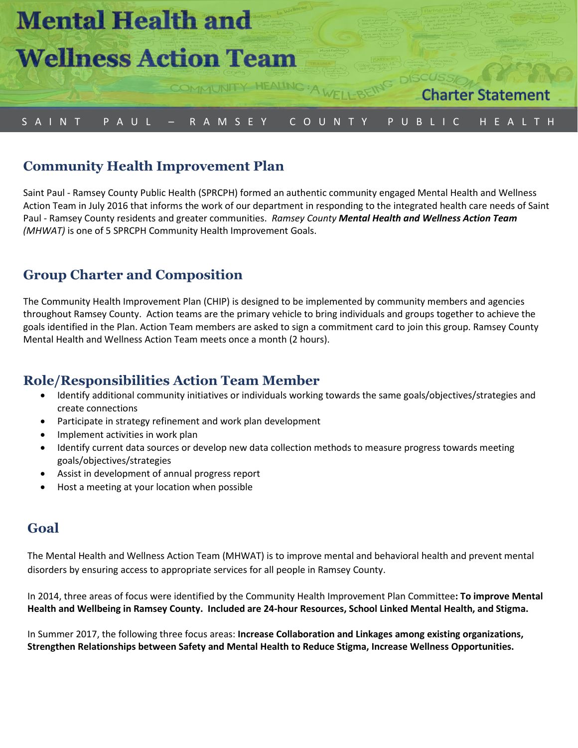# Mental Health and Wellness Action Team

Charter Statement

SAINT PAUL – RAMSEY COUNTY PUBLIC HEALTH

## Community Health Improvement Plan

Saint Paul - Ramsey County Public Health (SPRCPH) formed an authentic community engaged Mental Health and Wellness Action Team in July 2016 that informs the work of our department in responding to the integrated health care needs of Saint Paul - Ramsey County residents and greater communities. *Ramsey County* ***Mental Health and Wellness Action Team*** *(MHWAT)* is one of 5 SPRCPH Community Health Improvement Goals.

## Group Charter and Composition

The Community Health Improvement Plan (CHIP) is designed to be implemented by community members and agencies throughout Ramsey County. Action teams are the primary vehicle to bring individuals and groups together to achieve the goals identified in the Plan. Action Team members are asked to sign a commitment card to join this group. Ramsey County Mental Health and Wellness Action Team meets once a month (2 hours).

## Role/Responsibilities Action Team Member

- Identify additional community initiatives or individuals working towards the same goals/objectives/strategies and create connections
- Participate in strategy refinement and work plan development
- Implement activities in work plan
- Identify current data sources or develop new data collection methods to measure progress towards meeting goals/objectives/strategies
- Assist in development of annual progress report
- Host a meeting at your location when possible

## Goal

The Mental Health and Wellness Action Team (MHWAT) is to improve mental and behavioral health and prevent mental disorders by ensuring access to appropriate services for all people in Ramsey County.

In 2014, three areas of focus were identified by the Community Health Improvement Plan Committee**: To improve Mental Health and Wellbeing in Ramsey County. Included are 24-hour Resources, School Linked Mental Health, and Stigma.**

In Summer 2017, the following three focus areas: **Increase Collaboration and Linkages among existing organizations, Strengthen Relationships between Safety and Mental Health to Reduce Stigma, Increase Wellness Opportunities.**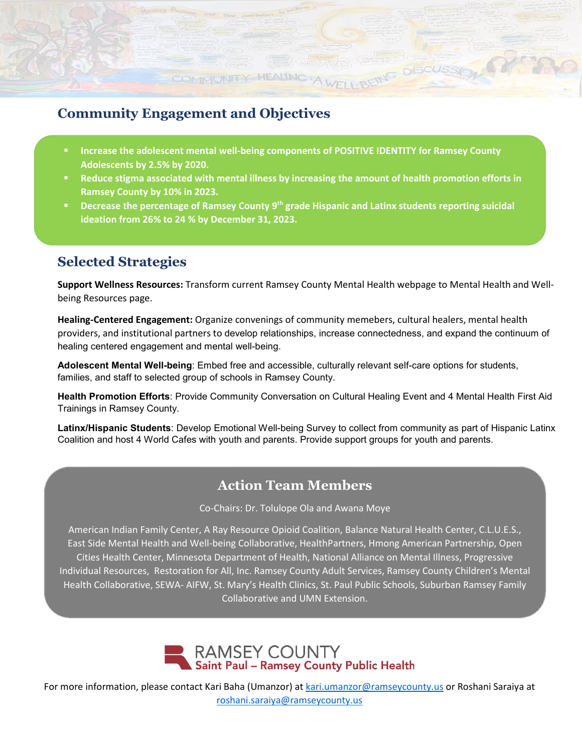## Community Engagement and Objectives

- **Increase the adolescent mental well-being components of POSITIVE IDENTITY for Ramsey County Adolescents by 2.5% by 2020.**
- **Reduce stigma associated with mental illness by increasing the amount of health promotion efforts in Ramsey County by 10% in 2023.**
- **Decrease the percentage of Ramsey County 9th grade Hispanic and Latinx students reporting suicidal ideation from 26% to 24 % by December 31, 2023.**

## Selected Strategies

**Support Wellness Resources:** Transform current Ramsey County Mental Health webpage to Mental Health and Well-being Resources page.

**Healing-Centered Engagement:** Organize convenings of community memebers, cultural healers, mental health providers, and institutional partners to develop relationships, increase connectedness, and expand the continuum of healing centered engagement and mental well-being.

**Adolescent Mental Well-being**: Embed free and accessible, culturally relevant self-care options for students, families, and staff to selected group of schools in Ramsey County.

**Health Promotion Efforts**: Provide Community Conversation on Cultural Healing Event and 4 Mental Health First Aid Trainings in Ramsey County.

**Latinx/Hispanic Students**: Develop Emotional Well-being Survey to collect from community as part of Hispanic Latinx Coalition and host 4 World Cafes with youth and parents. Provide support groups for youth and parents.

## Action Team Members

Co-Chairs: Dr. Tolulope Ola and Awana Moye

American Indian Family Center, A Ray Resource Opioid Coalition, Balance Natural Health Center, C.L.U.E.S., East Side Mental Health and Well-being Collaborative, HealthPartners, Hmong American Partnership, Open Cities Health Center, Minnesota Department of Health, National Alliance on Mental Illness, Progressive Individual Resources, Restoration for All, Inc. Ramsey County Adult Services, Ramsey County Children's Mental Health Collaborative, SEWA- AIFW, St. Mary's Health Clinics, St. Paul Public Schools, Suburban Ramsey Family Collaborative and UMN Extension.

RAMSEY COUNTY
Saint Paul – Ramsey County Public Health

For more information, please contact Kari Baha (Umanzor) at kari.umanzor@ramseycounty.us or Roshani Saraiya at roshani.saraiya@ramseycounty.us